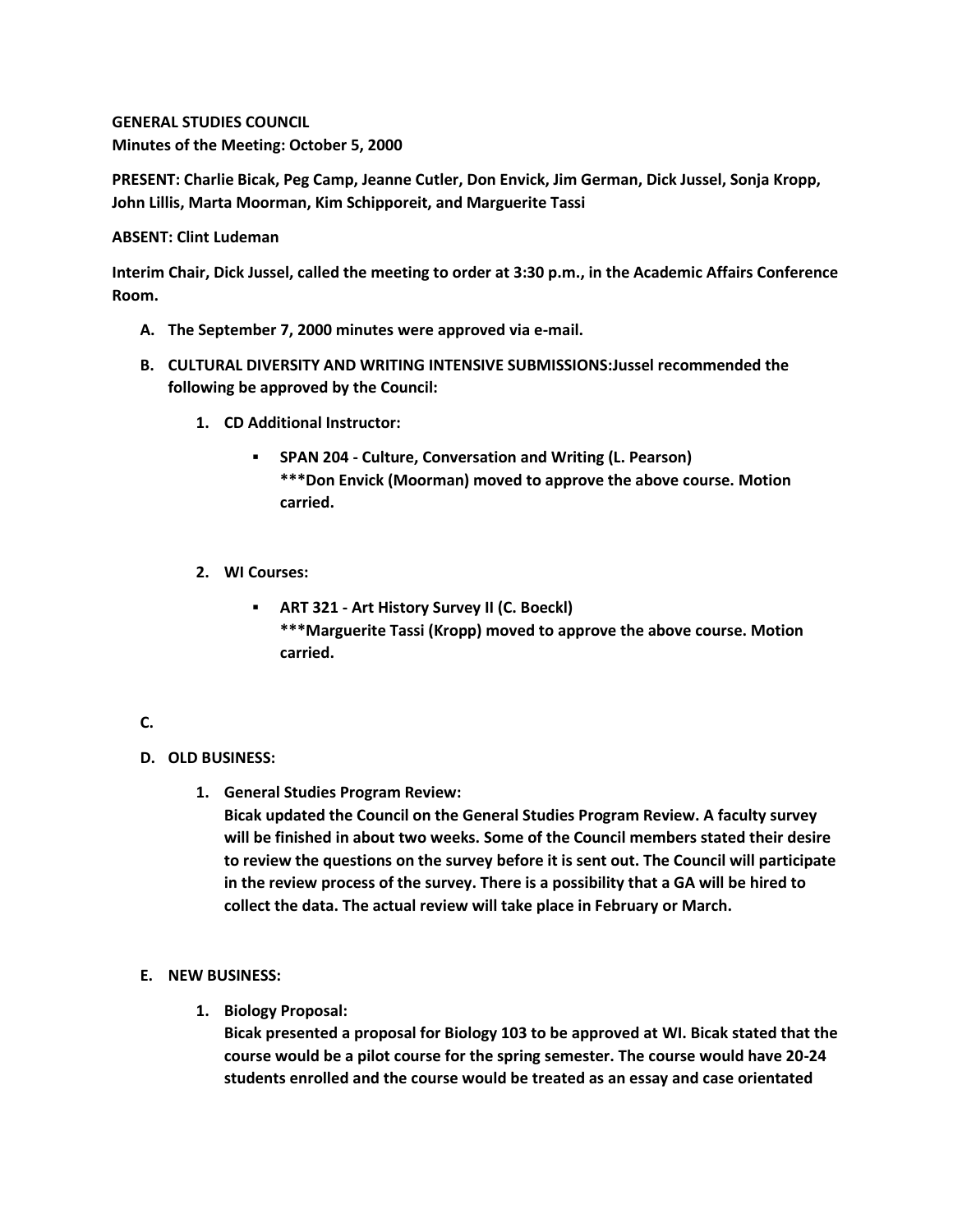**GENERAL STUDIES COUNCIL**
**Minutes of the Meeting: October 5, 2000**

**PRESENT: Charlie Bicak, Peg Camp, Jeanne Cutler, Don Envick, Jim German, Dick Jussel, Sonja Kropp, John Lillis, Marta Moorman, Kim Schipporeit, and Marguerite Tassi**

**ABSENT: Clint Ludeman**

**Interim Chair, Dick Jussel, called the meeting to order at 3:30 p.m., in the Academic Affairs Conference Room.**

A. **The September 7, 2000 minutes were approved via e-mail.**

B. **CULTURAL DIVERSITY AND WRITING INTENSIVE SUBMISSIONS:Jussel recommended the following be approved by the Council:**

   1. **CD Additional Instructor:**

      - **SPAN 204 - Culture, Conversation and Writing (L. Pearson)**
        **\*\*\*Don Envick (Moorman) moved to approve the above course. Motion carried.**

   2. **WI Courses:**

      - **ART 321 - Art History Survey II (C. Boeckl)**
        **\*\*\*Marguerite Tassi (Kropp) moved to approve the above course. Motion carried.**

C.

D. **OLD BUSINESS:**

   1. **General Studies Program Review:**
      **Bicak updated the Council on the General Studies Program Review. A faculty survey will be finished in about two weeks. Some of the Council members stated their desire to review the questions on the survey before it is sent out. The Council will participate in the review process of the survey. There is a possibility that a GA will be hired to collect the data. The actual review will take place in February or March.**

E. **NEW BUSINESS:**

   1. **Biology Proposal:**
      **Bicak presented a proposal for Biology 103 to be approved at WI. Bicak stated that the course would be a pilot course for the spring semester. The course would have 20-24 students enrolled and the course would be treated as an essay and case orientated**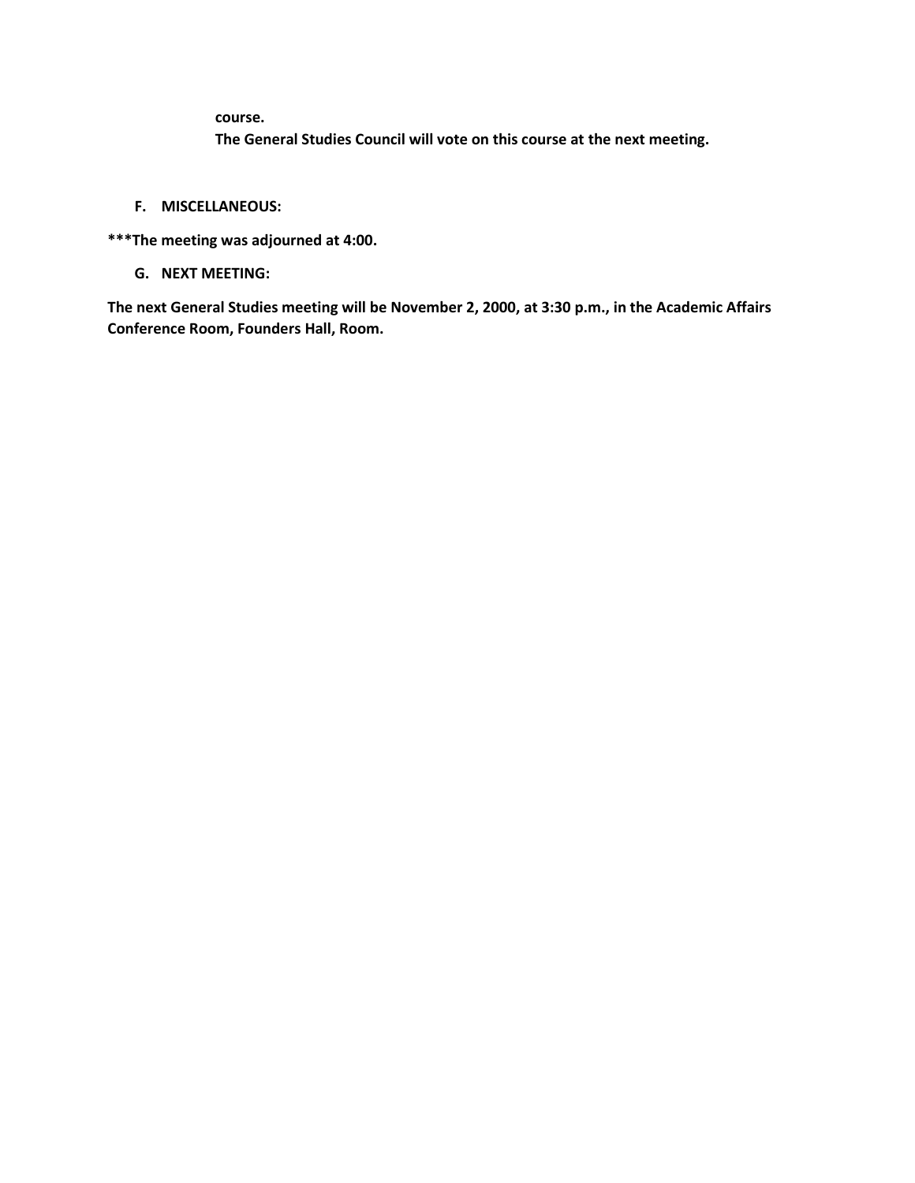**course.**

**The General Studies Council will vote on this course at the next meeting.**

**F. MISCELLANEOUS:**

**\*\*\*The meeting was adjourned at 4:00.**

**G. NEXT MEETING:**

**The next General Studies meeting will be November 2, 2000, at 3:30 p.m., in the Academic Affairs Conference Room, Founders Hall, Room.**